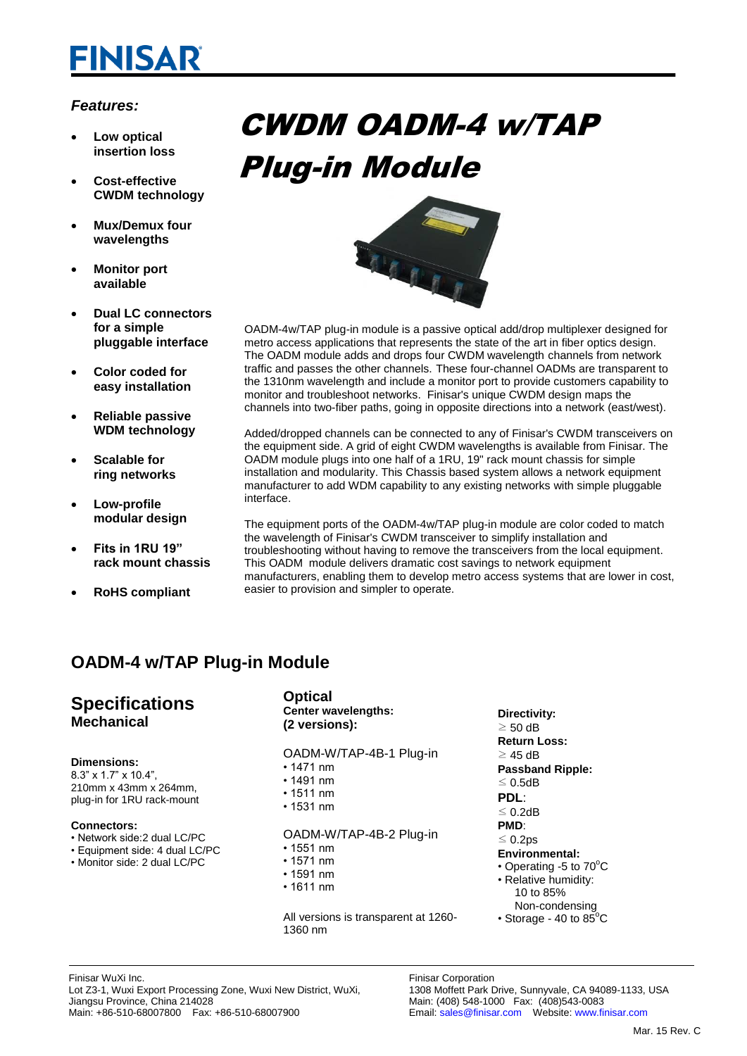# FINISAR

# CWDM OADM-4 w/TAP Plug-in Module

***Features:***

- **Low optical insertion loss**
- **Cost-effective CWDM technology**
- **Mux/Demux four wavelengths**
- **Monitor port available**
- **Dual LC connectors for a simple pluggable interface**
- **Color coded for easy installation**
- **Reliable passive WDM technology**
- **Scalable for ring networks**
- **Low-profile modular design**
- **Fits in 1RU 19" rack mount chassis**
- **RoHS compliant**

OADM-4w/TAP plug-in module is a passive optical add/drop multiplexer designed for metro access applications that represents the state of the art in fiber optics design. The OADM module adds and drops four CWDM wavelength channels from network traffic and passes the other channels. These four-channel OADMs are transparent to the 1310nm wavelength and include a monitor port to provide customers capability to monitor and troubleshoot networks. Finisar's unique CWDM design maps the channels into two-fiber paths, going in opposite directions into a network (east/west).

Added/dropped channels can be connected to any of Finisar's CWDM transceivers on the equipment side. A grid of eight CWDM wavelengths is available from Finisar. The OADM module plugs into one half of a 1RU, 19" rack mount chassis for simple installation and modularity. This Chassis based system allows a network equipment manufacturer to add WDM capability to any existing networks with simple pluggable interface.

The equipment ports of the OADM-4w/TAP plug-in module are color coded to match the wavelength of Finisar's CWDM transceiver to simplify installation and troubleshooting without having to remove the transceivers from the local equipment. This OADM module delivers dramatic cost savings to network equipment manufacturers, enabling them to develop metro access systems that are lower in cost, easier to provision and simpler to operate.

## OADM-4 w/TAP Plug-in Module

## Specifications

### Mechanical

**Dimensions:**
8.3" x 1.7" x 10.4",
210mm x 43mm x 264mm,
plug-in for 1RU rack-mount

**Connectors:**
- Network side:2 dual LC/PC
- Equipment side: 4 dual LC/PC
- Monitor side: 2 dual LC/PC

### Optical

**Center wavelengths:**
**(2 versions):**

OADM-W/TAP-4B-1 Plug-in
- 1471 nm
- 1491 nm
- 1511 nm
- 1531 nm

OADM-W/TAP-4B-2 Plug-in
- 1551 nm
- 1571 nm
- 1591 nm
- 1611 nm

All versions is transparent at 1260-1360 nm

**Directivity:**
≥ 50 dB

**Return Loss:**
≥ 45 dB

**Passband Ripple:**
≤ 0.5dB

**PDL**:
≤ 0.2dB

**PMD**:
≤ 0.2ps

**Environmental:**
- Operating -5 to 70°C
- Relative humidity:
  10 to 85%
  Non-condensing
- Storage - 40 to 85°C

Finisar WuXi Inc.
Lot Z3-1, Wuxi Export Processing Zone, Wuxi New District, WuXi, Jiangsu Province, China 214028
Main: +86-510-68007800 Fax: +86-510-68007900

Finisar Corporation
1308 Moffett Park Drive, Sunnyvale, CA 94089-1133, USA
Main: (408) 548-1000 Fax: (408)543-0083
Email: sales@finisar.com Website: www.finisar.com

Mar. 15 Rev. C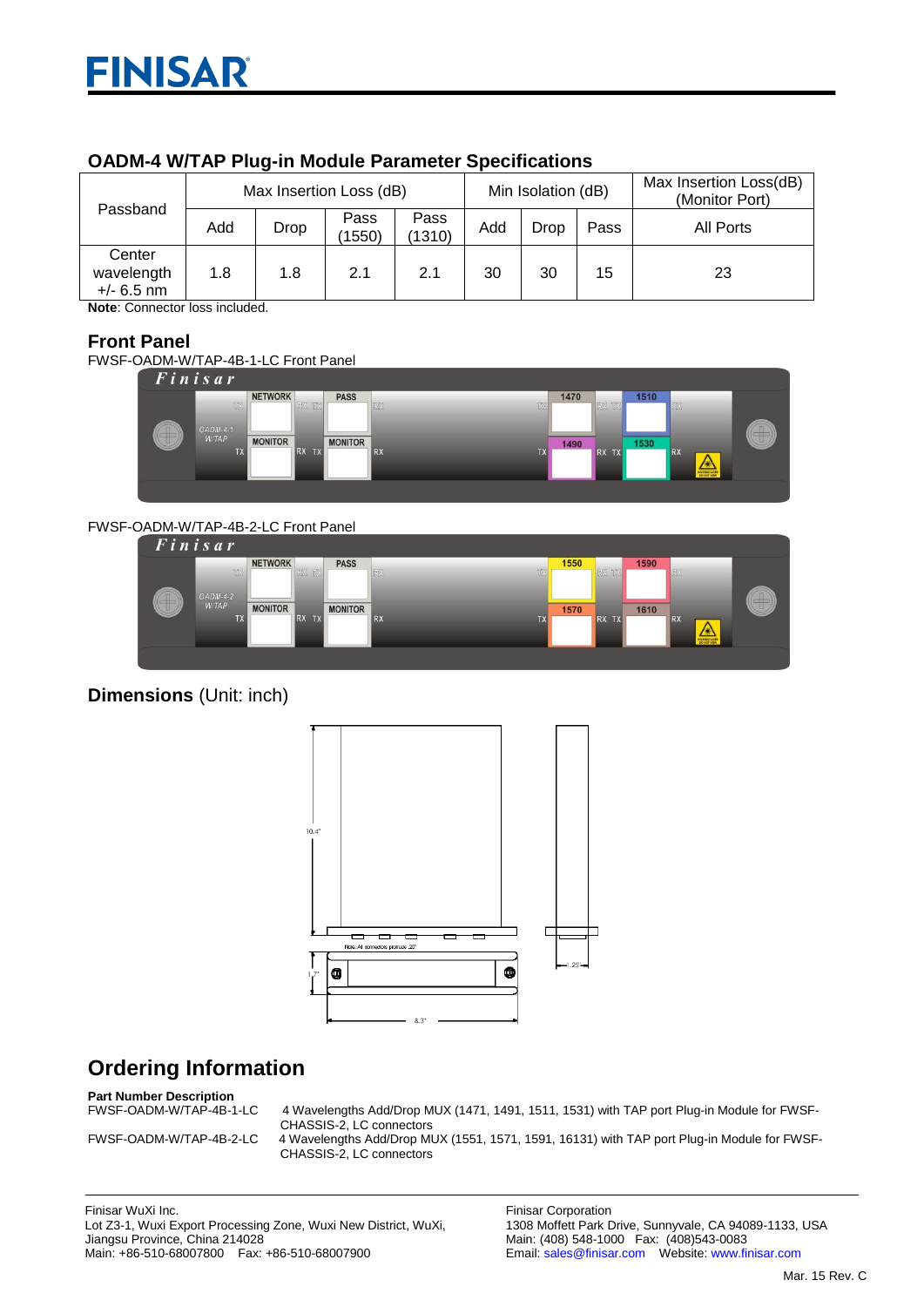## OADM-4 W/TAP Plug-in Module Parameter Specifications

| Passband | Max Insertion Loss (dB) | | | | Min Isolation (dB) | | | Max Insertion Loss(dB) (Monitor Port) |
|---|---|---|---|---|---|---|---|---|
| | Add | Drop | Pass (1550) | Pass (1310) | Add | Drop | Pass | All Ports |
| Center wavelength +/- 6.5 nm | 1.8 | 1.8 | 2.1 | 2.1 | 30 | 30 | 15 | 23 |

**Note**: Connector loss included.

## Front Panel

FWSF-OADM-W/TAP-4B-1-LC Front Panel

FWSF-OADM-W/TAP-4B-2-LC Front Panel

## Dimensions (Unit: inch)

## Ordering Information

**Part Number Description**

FWSF-OADM-W/TAP-4B-1-LC 4 Wavelengths Add/Drop MUX (1471, 1491, 1511, 1531) with TAP port Plug-in Module for FWSF-CHASSIS-2, LC connectors

FWSF-OADM-W/TAP-4B-2-LC 4 Wavelengths Add/Drop MUX (1551, 1571, 1591, 16131) with TAP port Plug-in Module for FWSF-CHASSIS-2, LC connectors

Finisar WuXi Inc.
Lot Z3-1, Wuxi Export Processing Zone, Wuxi New District, WuXi, Jiangsu Province, China 214028
Main: +86-510-68007800 Fax: +86-510-68007900

Finisar Corporation
1308 Moffett Park Drive, Sunnyvale, CA 94089-1133, USA
Main: (408) 548-1000 Fax: (408)543-0083
Email: sales@finisar.com Website: www.finisar.com

Mar. 15 Rev. C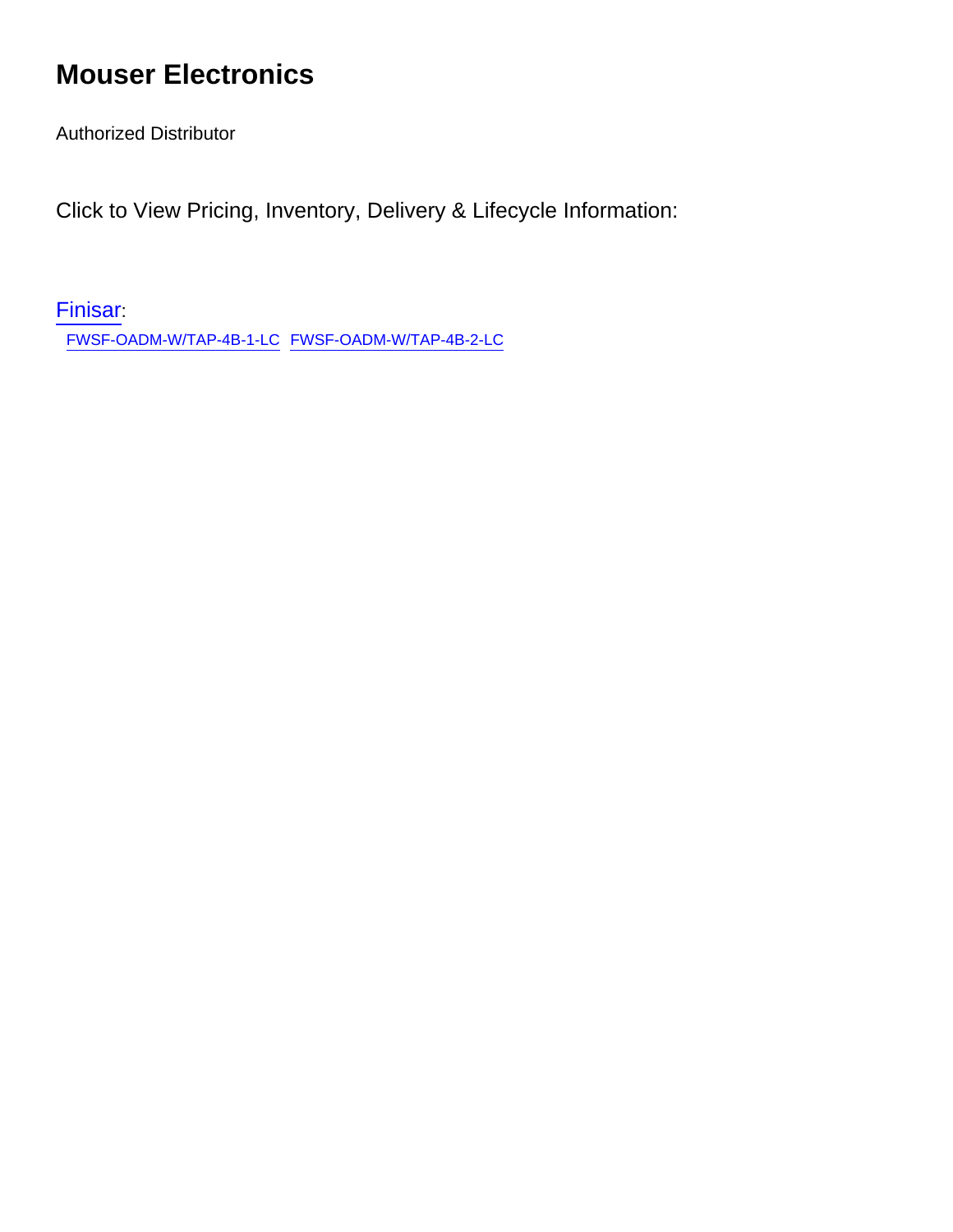# Mouser Electronics

Authorized Distributor

Click to View Pricing, Inventory, Delivery & Lifecycle Information:

Finisar:

FWSF-OADM-W/TAP-4B-1-LC FWSF-OADM-W/TAP-4B-2-LC